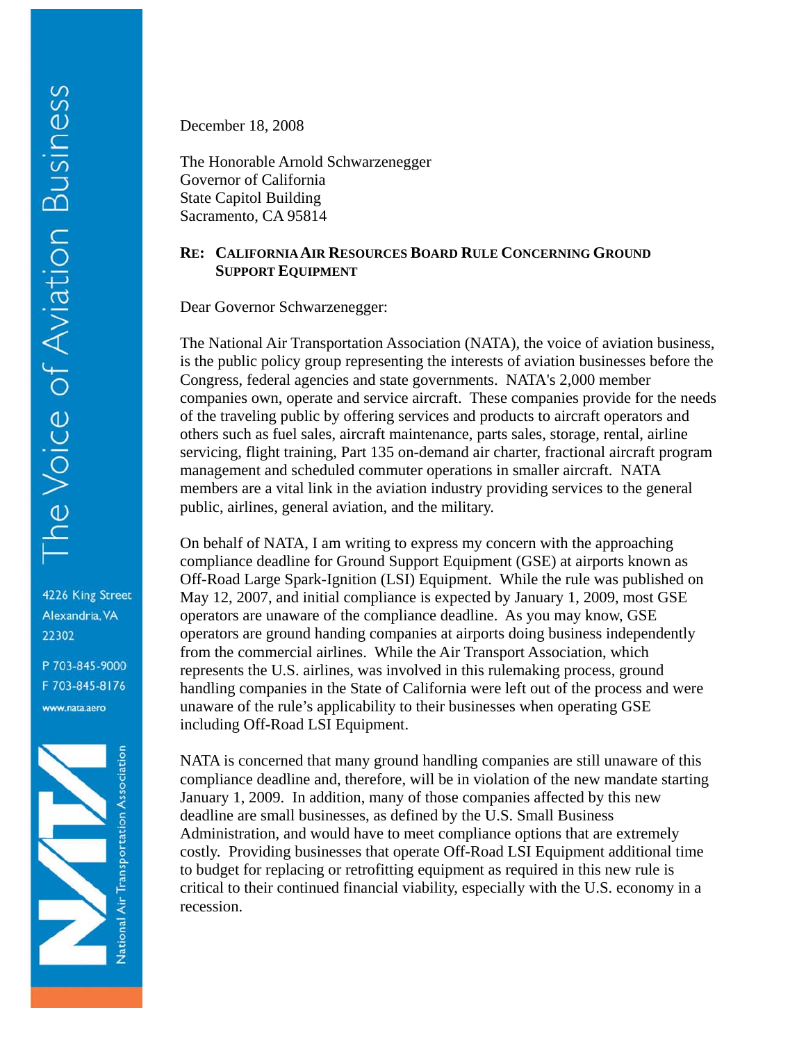The Voice of Aviation Business

4226 King Street
Alexandria, VA
22302

P 703-845-9000
F 703-845-8176
www.nata.aero

National Air Transportation Association

December 18, 2008

The Honorable Arnold Schwarzenegger
Governor of California
State Capitol Building
Sacramento, CA 95814

**RE: CALIFORNIA AIR RESOURCES BOARD RULE CONCERNING GROUND SUPPORT EQUIPMENT**

Dear Governor Schwarzenegger:

The National Air Transportation Association (NATA), the voice of aviation business, is the public policy group representing the interests of aviation businesses before the Congress, federal agencies and state governments. NATA's 2,000 member companies own, operate and service aircraft. These companies provide for the needs of the traveling public by offering services and products to aircraft operators and others such as fuel sales, aircraft maintenance, parts sales, storage, rental, airline servicing, flight training, Part 135 on-demand air charter, fractional aircraft program management and scheduled commuter operations in smaller aircraft. NATA members are a vital link in the aviation industry providing services to the general public, airlines, general aviation, and the military.

On behalf of NATA, I am writing to express my concern with the approaching compliance deadline for Ground Support Equipment (GSE) at airports known as Off-Road Large Spark-Ignition (LSI) Equipment. While the rule was published on May 12, 2007, and initial compliance is expected by January 1, 2009, most GSE operators are unaware of the compliance deadline. As you may know, GSE operators are ground handing companies at airports doing business independently from the commercial airlines. While the Air Transport Association, which represents the U.S. airlines, was involved in this rulemaking process, ground handling companies in the State of California were left out of the process and were unaware of the rule's applicability to their businesses when operating GSE including Off-Road LSI Equipment.

NATA is concerned that many ground handling companies are still unaware of this compliance deadline and, therefore, will be in violation of the new mandate starting January 1, 2009. In addition, many of those companies affected by this new deadline are small businesses, as defined by the U.S. Small Business Administration, and would have to meet compliance options that are extremely costly. Providing businesses that operate Off-Road LSI Equipment additional time to budget for replacing or retrofitting equipment as required in this new rule is critical to their continued financial viability, especially with the U.S. economy in a recession.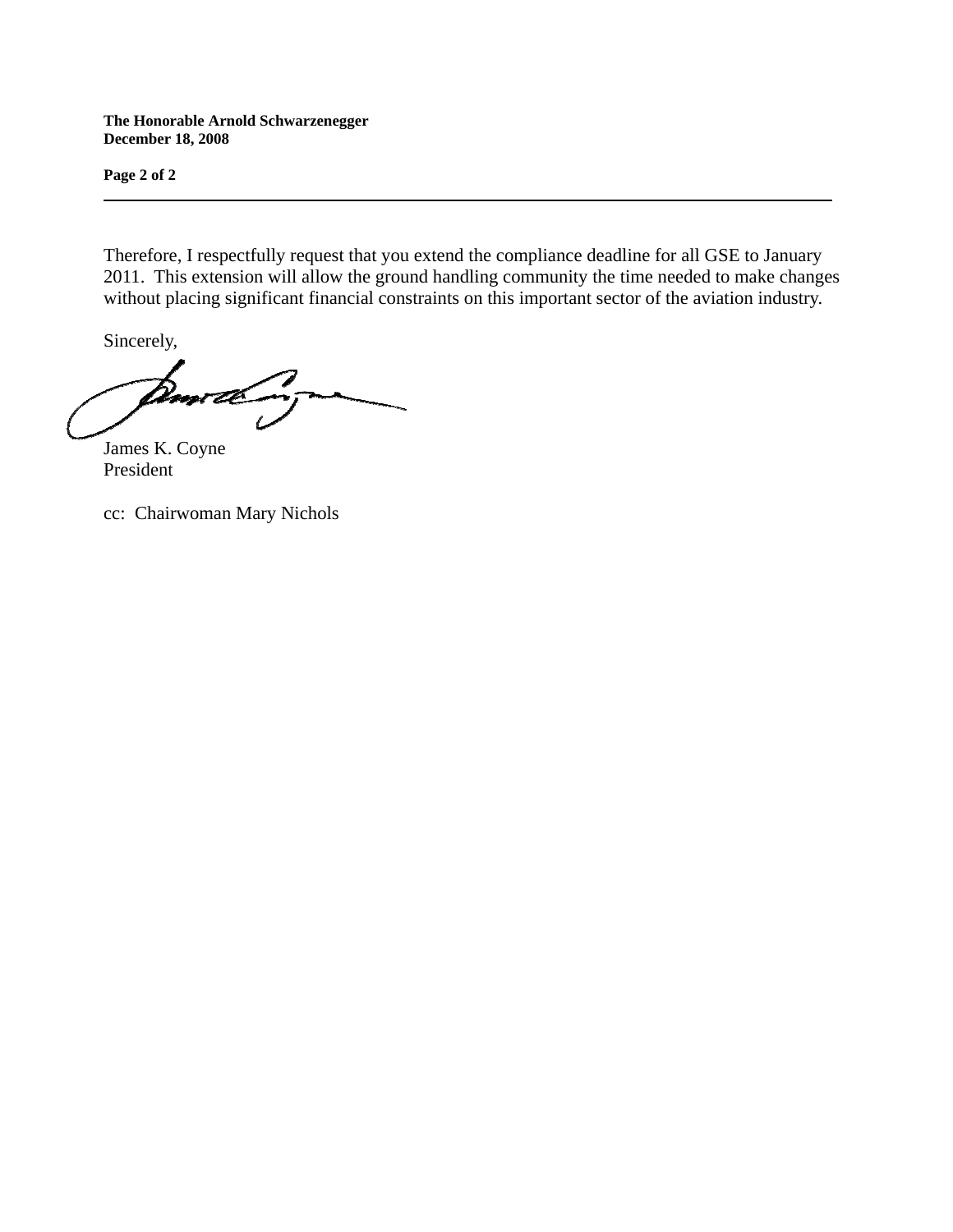Therefore, I respectfully request that you extend the compliance deadline for all GSE to January 2011. This extension will allow the ground handling community the time needed to make changes without placing significant financial constraints on this important sector of the aviation industry.

Sincerely,

James K. Coyne
President

cc: Chairwoman Mary Nichols